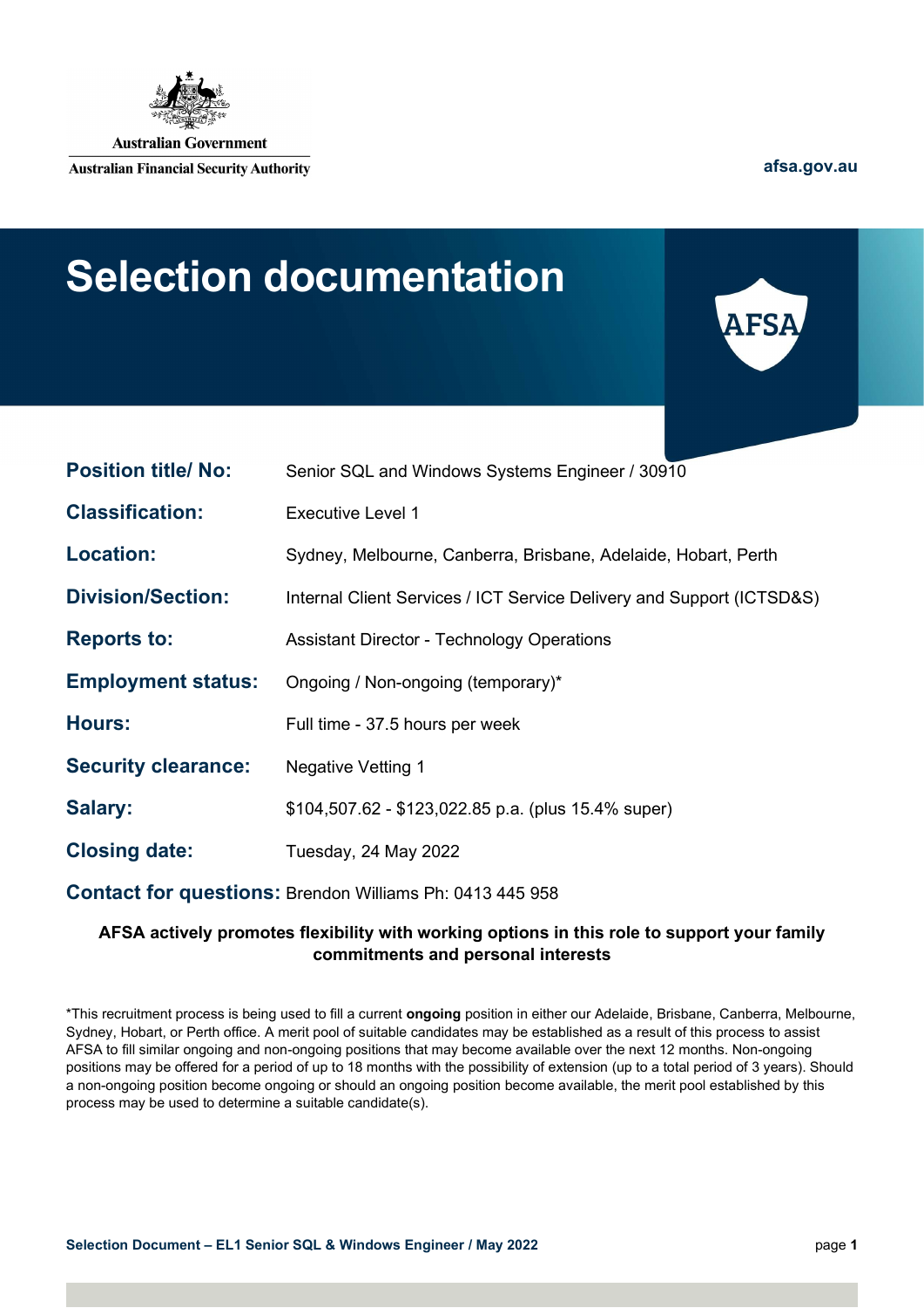Australian Government

Australian Financial Security Authority

afsa.gov.au

# Selection documentation

| | |
|---|---|
| **Position title/ No:** | Senior SQL and Windows Systems Engineer / 30910 |
| **Classification:** | Executive Level 1 |
| **Location:** | Sydney, Melbourne, Canberra, Brisbane, Adelaide, Hobart, Perth |
| **Division/Section:** | Internal Client Services / ICT Service Delivery and Support (ICTSD&S) |
| **Reports to:** | Assistant Director - Technology Operations |
| **Employment status:** | Ongoing / Non-ongoing (temporary)* |
| **Hours:** | Full time - 37.5 hours per week |
| **Security clearance:** | Negative Vetting 1 |
| **Salary:** | $104,507.62 - $123,022.85 p.a. (plus 15.4% super) |
| **Closing date:** | Tuesday, 24 May 2022 |
| **Contact for questions:** | Brendon Williams Ph: 0413 445 958 |

**AFSA actively promotes flexibility with working options in this role to support your family commitments and personal interests**

*This recruitment process is being used to fill a current **ongoing** position in either our Adelaide, Brisbane, Canberra, Melbourne, Sydney, Hobart, or Perth office. A merit pool of suitable candidates may be established as a result of this process to assist AFSA to fill similar ongoing and non-ongoing positions that may become available over the next 12 months. Non-ongoing positions may be offered for a period of up to 18 months with the possibility of extension (up to a total period of 3 years). Should a non-ongoing position become ongoing or should an ongoing position become available, the merit pool established by this process may be used to determine a suitable candidate(s).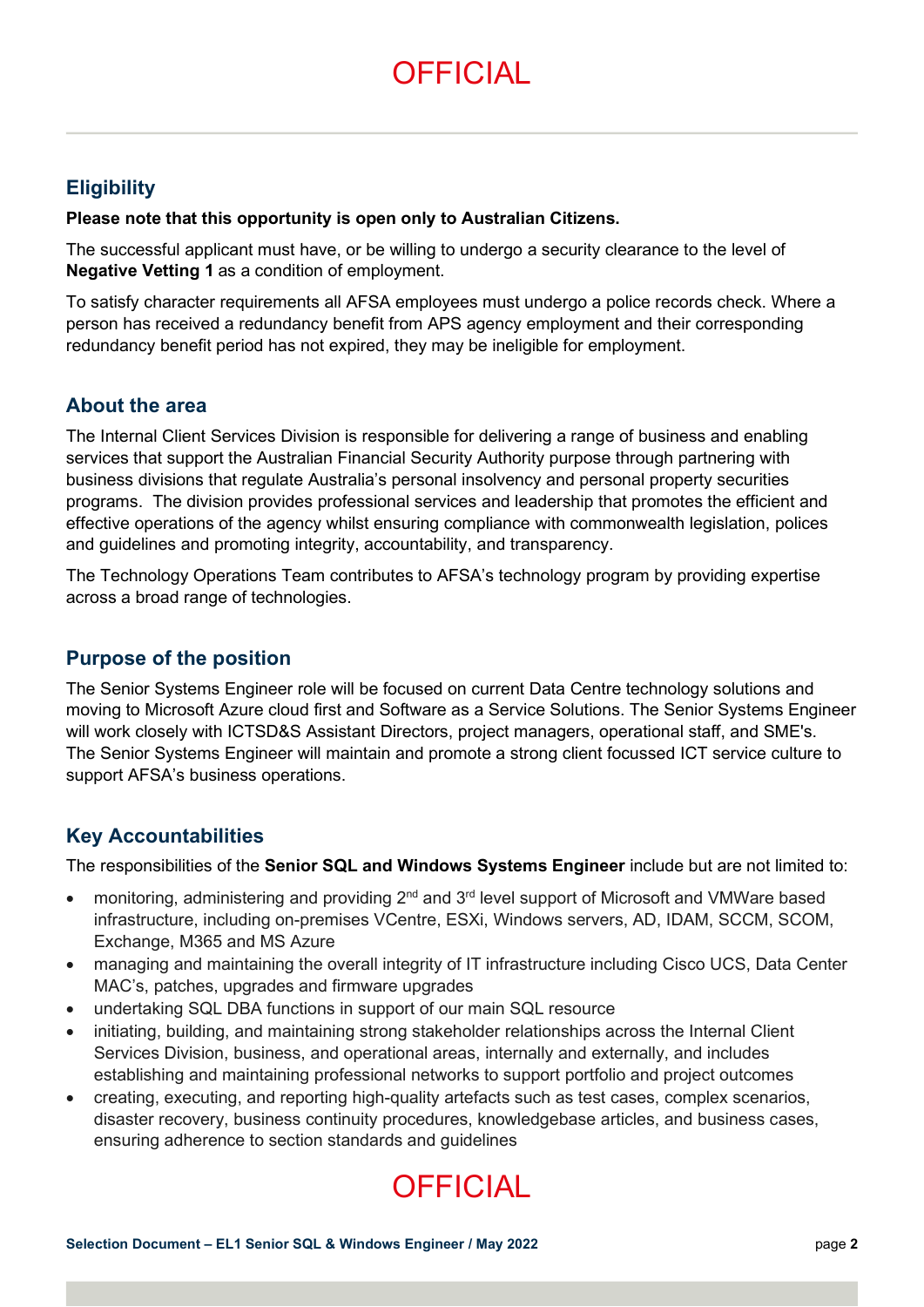## Eligibility

**Please note that this opportunity is open only to Australian Citizens.**

The successful applicant must have, or be willing to undergo a security clearance to the level of **Negative Vetting 1** as a condition of employment.

To satisfy character requirements all AFSA employees must undergo a police records check. Where a person has received a redundancy benefit from APS agency employment and their corresponding redundancy benefit period has not expired, they may be ineligible for employment.

## About the area

The Internal Client Services Division is responsible for delivering a range of business and enabling services that support the Australian Financial Security Authority purpose through partnering with business divisions that regulate Australia's personal insolvency and personal property securities programs. The division provides professional services and leadership that promotes the efficient and effective operations of the agency whilst ensuring compliance with commonwealth legislation, polices and guidelines and promoting integrity, accountability, and transparency.

The Technology Operations Team contributes to AFSA's technology program by providing expertise across a broad range of technologies.

## Purpose of the position

The Senior Systems Engineer role will be focused on current Data Centre technology solutions and moving to Microsoft Azure cloud first and Software as a Service Solutions. The Senior Systems Engineer will work closely with ICTSD&S Assistant Directors, project managers, operational staff, and SME's. The Senior Systems Engineer will maintain and promote a strong client focussed ICT service culture to support AFSA's business operations.

## Key Accountabilities

The responsibilities of the **Senior SQL and Windows Systems Engineer** include but are not limited to:

- monitoring, administering and providing 2nd and 3rd level support of Microsoft and VMWare based infrastructure, including on-premises VCentre, ESXi, Windows servers, AD, IDAM, SCCM, SCOM, Exchange, M365 and MS Azure
- managing and maintaining the overall integrity of IT infrastructure including Cisco UCS, Data Center MAC's, patches, upgrades and firmware upgrades
- undertaking SQL DBA functions in support of our main SQL resource
- initiating, building, and maintaining strong stakeholder relationships across the Internal Client Services Division, business, and operational areas, internally and externally, and includes establishing and maintaining professional networks to support portfolio and project outcomes
- creating, executing, and reporting high-quality artefacts such as test cases, complex scenarios, disaster recovery, business continuity procedures, knowledgebase articles, and business cases, ensuring adherence to section standards and guidelines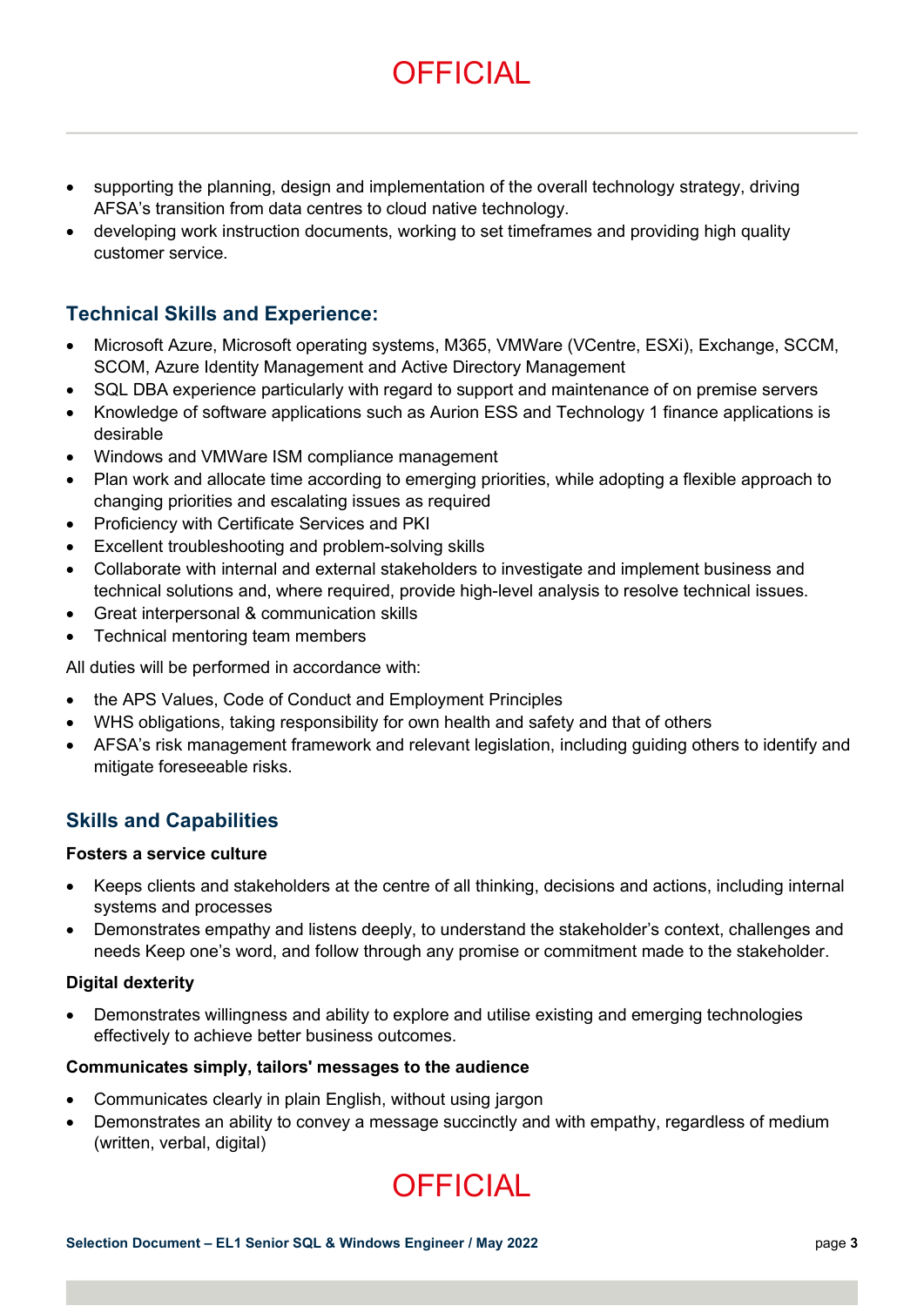- supporting the planning, design and implementation of the overall technology strategy, driving AFSA's transition from data centres to cloud native technology.
- developing work instruction documents, working to set timeframes and providing high quality customer service.

## Technical Skills and Experience:

- Microsoft Azure, Microsoft operating systems, M365, VMWare (VCentre, ESXi), Exchange, SCCM, SCOM, Azure Identity Management and Active Directory Management
- SQL DBA experience particularly with regard to support and maintenance of on premise servers
- Knowledge of software applications such as Aurion ESS and Technology 1 finance applications is desirable
- Windows and VMWare ISM compliance management
- Plan work and allocate time according to emerging priorities, while adopting a flexible approach to changing priorities and escalating issues as required
- Proficiency with Certificate Services and PKI
- Excellent troubleshooting and problem-solving skills
- Collaborate with internal and external stakeholders to investigate and implement business and technical solutions and, where required, provide high-level analysis to resolve technical issues.
- Great interpersonal & communication skills
- Technical mentoring team members

All duties will be performed in accordance with:

- the APS Values, Code of Conduct and Employment Principles
- WHS obligations, taking responsibility for own health and safety and that of others
- AFSA's risk management framework and relevant legislation, including guiding others to identify and mitigate foreseeable risks.

## Skills and Capabilities

**Fosters a service culture**

- Keeps clients and stakeholders at the centre of all thinking, decisions and actions, including internal systems and processes
- Demonstrates empathy and listens deeply, to understand the stakeholder's context, challenges and needs Keep one's word, and follow through any promise or commitment made to the stakeholder.

**Digital dexterity**

- Demonstrates willingness and ability to explore and utilise existing and emerging technologies effectively to achieve better business outcomes.

**Communicates simply, tailors' messages to the audience**

- Communicates clearly in plain English, without using jargon
- Demonstrates an ability to convey a message succinctly and with empathy, regardless of medium (written, verbal, digital)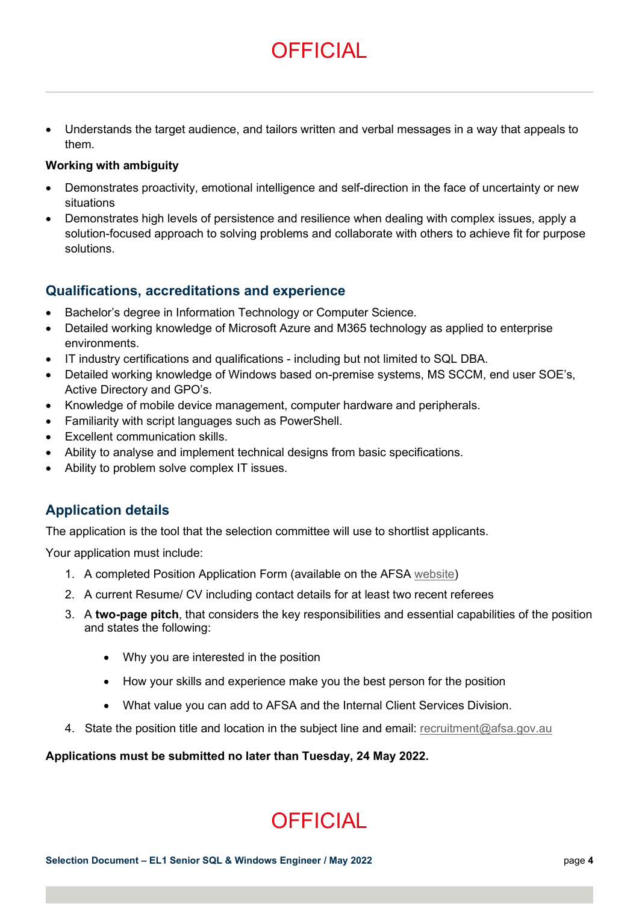- Understands the target audience, and tailors written and verbal messages in a way that appeals to them.

**Working with ambiguity**

- Demonstrates proactivity, emotional intelligence and self-direction in the face of uncertainty or new situations
- Demonstrates high levels of persistence and resilience when dealing with complex issues, apply a solution-focused approach to solving problems and collaborate with others to achieve fit for purpose solutions.

## Qualifications, accreditations and experience

- Bachelor's degree in Information Technology or Computer Science.
- Detailed working knowledge of Microsoft Azure and M365 technology as applied to enterprise environments.
- IT industry certifications and qualifications - including but not limited to SQL DBA.
- Detailed working knowledge of Windows based on-premise systems, MS SCCM, end user SOE's, Active Directory and GPO's.
- Knowledge of mobile device management, computer hardware and peripherals.
- Familiarity with script languages such as PowerShell.
- Excellent communication skills.
- Ability to analyse and implement technical designs from basic specifications.
- Ability to problem solve complex IT issues.

## Application details

The application is the tool that the selection committee will use to shortlist applicants.

Your application must include:

1. A completed Position Application Form (available on the AFSA website)
2. A current Resume/ CV including contact details for at least two recent referees
3. A **two-page pitch**, that considers the key responsibilities and essential capabilities of the position and states the following:
   - Why you are interested in the position
   - How your skills and experience make you the best person for the position
   - What value you can add to AFSA and the Internal Client Services Division.
4. State the position title and location in the subject line and email: recruitment@afsa.gov.au

**Applications must be submitted no later than Tuesday, 24 May 2022.**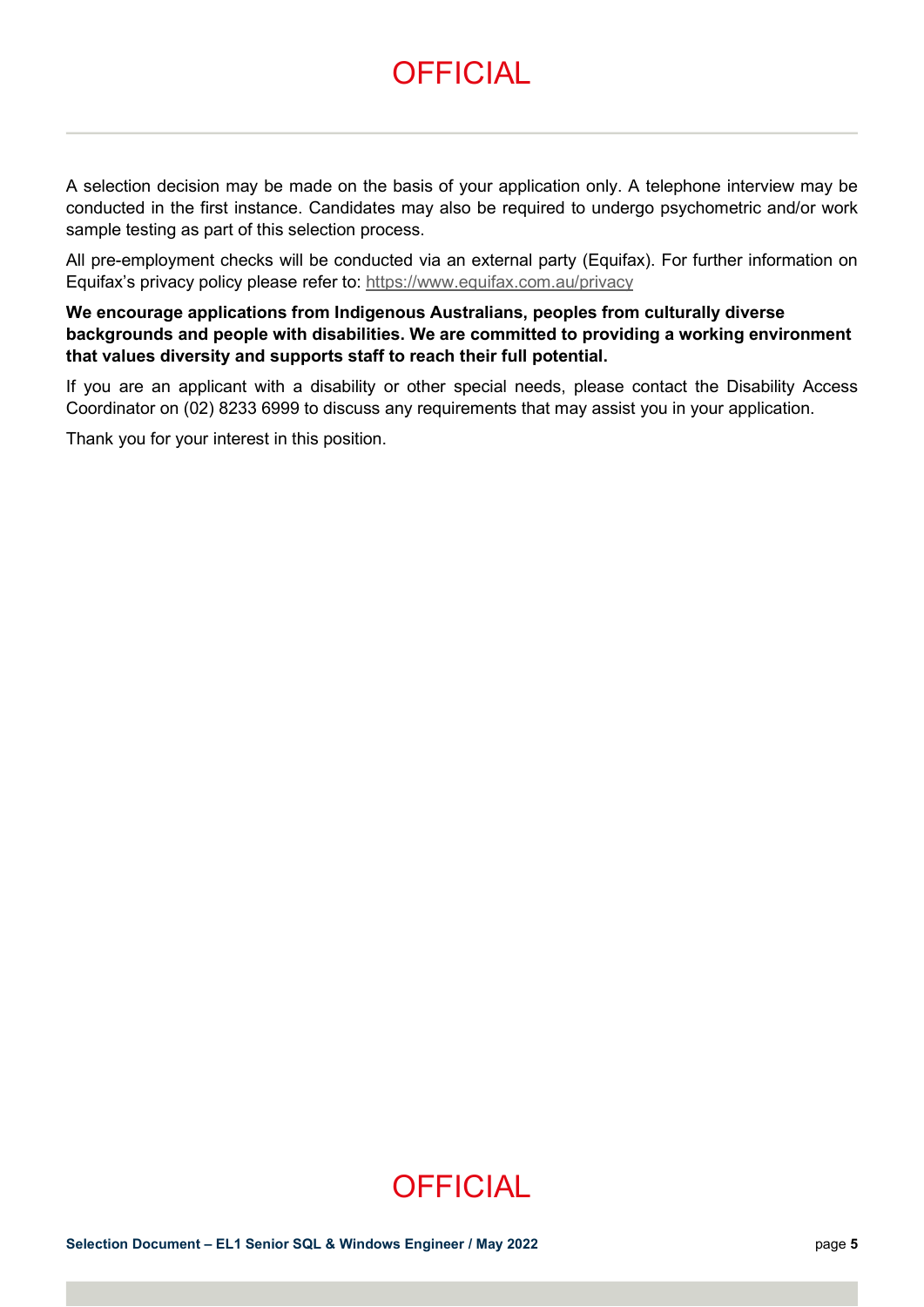A selection decision may be made on the basis of your application only. A telephone interview may be conducted in the first instance. Candidates may also be required to undergo psychometric and/or work sample testing as part of this selection process.

All pre-employment checks will be conducted via an external party (Equifax). For further information on Equifax's privacy policy please refer to: https://www.equifax.com.au/privacy

**We encourage applications from Indigenous Australians, peoples from culturally diverse backgrounds and people with disabilities. We are committed to providing a working environment that values diversity and supports staff to reach their full potential.**

If you are an applicant with a disability or other special needs, please contact the Disability Access Coordinator on (02) 8233 6999 to discuss any requirements that may assist you in your application.

Thank you for your interest in this position.